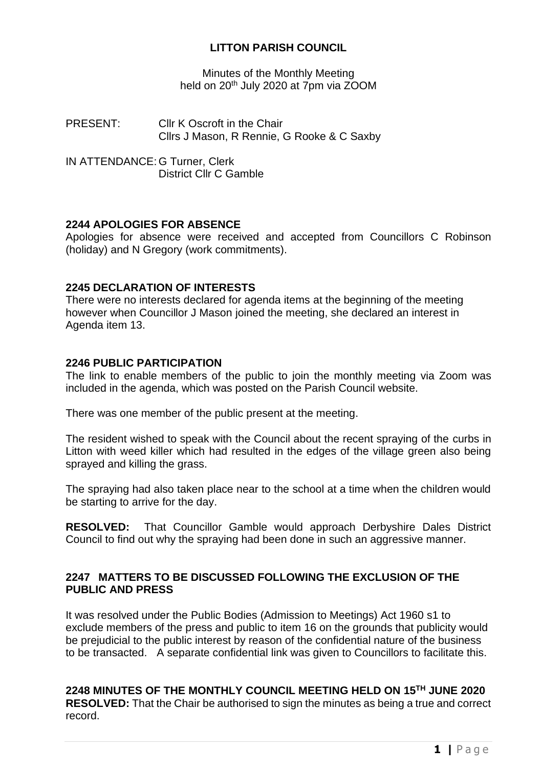# LITTON PARISH COUNCIL

Minutes of the Monthly Meeting
held on 20th July 2020 at 7pm via ZOOM

PRESENT: Cllr K Oscroft in the Chair
Cllrs J Mason, R Rennie, G Rooke & C Saxby

IN ATTENDANCE: G Turner, Clerk
District Cllr C Gamble

## 2244 APOLOGIES FOR ABSENCE

Apologies for absence were received and accepted from Councillors C Robinson (holiday) and N Gregory (work commitments).

## 2245 DECLARATION OF INTERESTS

There were no interests declared for agenda items at the beginning of the meeting however when Councillor J Mason joined the meeting, she declared an interest in Agenda item 13.

## 2246 PUBLIC PARTICIPATION

The link to enable members of the public to join the monthly meeting via Zoom was included in the agenda, which was posted on the Parish Council website.

There was one member of the public present at the meeting.

The resident wished to speak with the Council about the recent spraying of the curbs in Litton with weed killer which had resulted in the edges of the village green also being sprayed and killing the grass.

The spraying had also taken place near to the school at a time when the children would be starting to arrive for the day.

**RESOLVED:** That Councillor Gamble would approach Derbyshire Dales District Council to find out why the spraying had been done in such an aggressive manner.

## 2247 MATTERS TO BE DISCUSSED FOLLOWING THE EXCLUSION OF THE PUBLIC AND PRESS

It was resolved under the Public Bodies (Admission to Meetings) Act 1960 s1 to exclude members of the press and public to item 16 on the grounds that publicity would be prejudicial to the public interest by reason of the confidential nature of the business to be transacted. A separate confidential link was given to Councillors to facilitate this.

## 2248 MINUTES OF THE MONTHLY COUNCIL MEETING HELD ON 15TH JUNE 2020

**RESOLVED:** That the Chair be authorised to sign the minutes as being a true and correct record.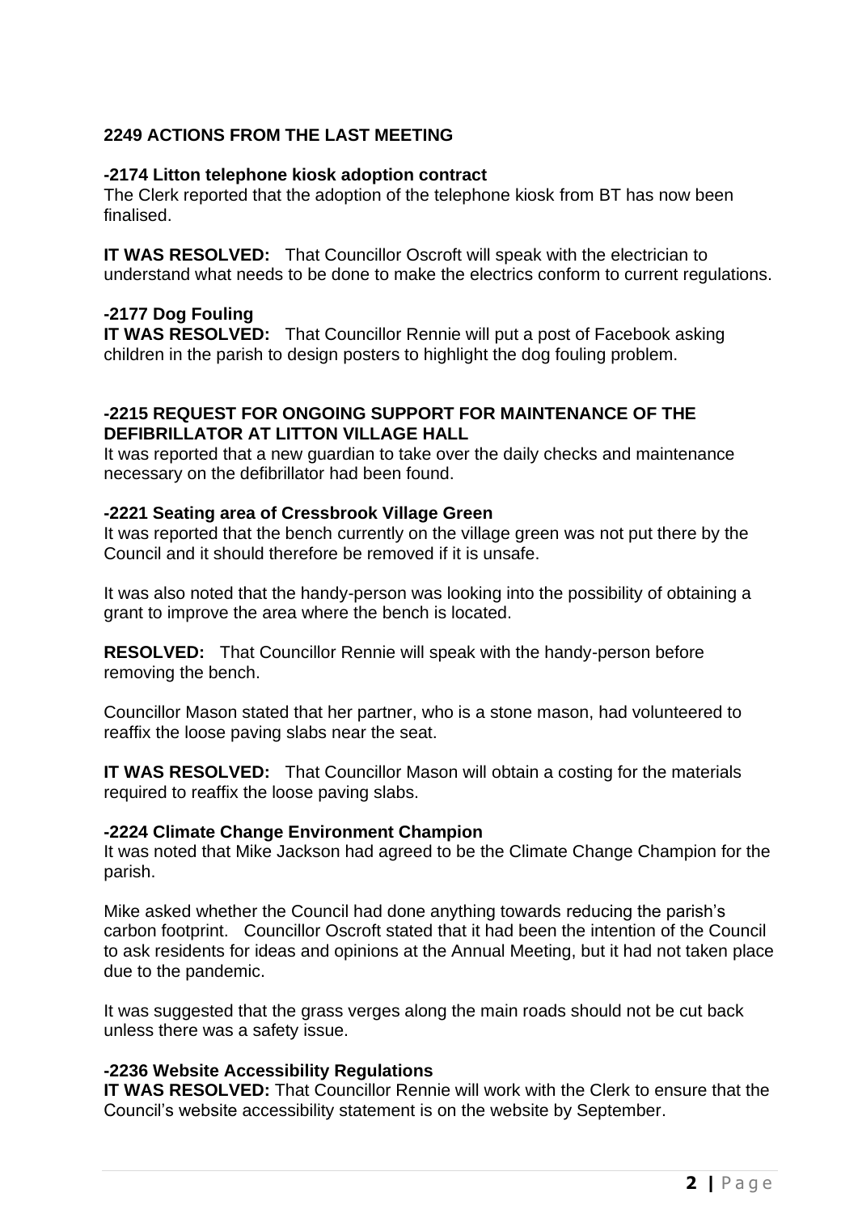## 2249 ACTIONS FROM THE LAST MEETING

### -2174 Litton telephone kiosk adoption contract

The Clerk reported that the adoption of the telephone kiosk from BT has now been finalised.

**IT WAS RESOLVED:** That Councillor Oscroft will speak with the electrician to understand what needs to be done to make the electrics conform to current regulations.

### -2177 Dog Fouling

**IT WAS RESOLVED:** That Councillor Rennie will put a post of Facebook asking children in the parish to design posters to highlight the dog fouling problem.

### -2215 REQUEST FOR ONGOING SUPPORT FOR MAINTENANCE OF THE DEFIBRILLATOR AT LITTON VILLAGE HALL

It was reported that a new guardian to take over the daily checks and maintenance necessary on the defibrillator had been found.

### -2221 Seating area of Cressbrook Village Green

It was reported that the bench currently on the village green was not put there by the Council and it should therefore be removed if it is unsafe.

It was also noted that the handy-person was looking into the possibility of obtaining a grant to improve the area where the bench is located.

**RESOLVED:** That Councillor Rennie will speak with the handy-person before removing the bench.

Councillor Mason stated that her partner, who is a stone mason, had volunteered to reaffix the loose paving slabs near the seat.

**IT WAS RESOLVED:** That Councillor Mason will obtain a costing for the materials required to reaffix the loose paving slabs.

### -2224 Climate Change Environment Champion

It was noted that Mike Jackson had agreed to be the Climate Change Champion for the parish.

Mike asked whether the Council had done anything towards reducing the parish's carbon footprint. Councillor Oscroft stated that it had been the intention of the Council to ask residents for ideas and opinions at the Annual Meeting, but it had not taken place due to the pandemic.

It was suggested that the grass verges along the main roads should not be cut back unless there was a safety issue.

### -2236 Website Accessibility Regulations

**IT WAS RESOLVED:** That Councillor Rennie will work with the Clerk to ensure that the Council's website accessibility statement is on the website by September.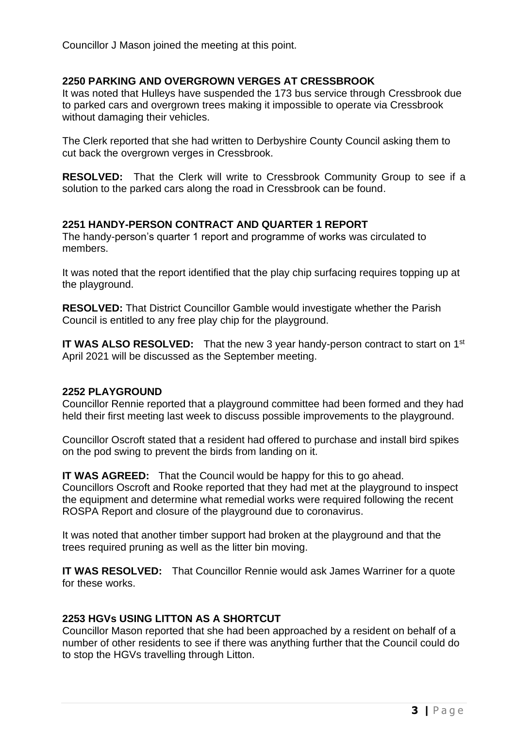Councillor J Mason joined the meeting at this point.

### 2250 PARKING AND OVERGROWN VERGES AT CRESSBROOK

It was noted that Hulleys have suspended the 173 bus service through Cressbrook due to parked cars and overgrown trees making it impossible to operate via Cressbrook without damaging their vehicles.

The Clerk reported that she had written to Derbyshire County Council asking them to cut back the overgrown verges in Cressbrook.

**RESOLVED:** That the Clerk will write to Cressbrook Community Group to see if a solution to the parked cars along the road in Cressbrook can be found.

### 2251 HANDY-PERSON CONTRACT AND QUARTER 1 REPORT

The handy-person's quarter 1 report and programme of works was circulated to members.

It was noted that the report identified that the play chip surfacing requires topping up at the playground.

**RESOLVED:** That District Councillor Gamble would investigate whether the Parish Council is entitled to any free play chip for the playground.

**IT WAS ALSO RESOLVED:** That the new 3 year handy-person contract to start on 1st April 2021 will be discussed as the September meeting.

### 2252 PLAYGROUND

Councillor Rennie reported that a playground committee had been formed and they had held their first meeting last week to discuss possible improvements to the playground.

Councillor Oscroft stated that a resident had offered to purchase and install bird spikes on the pod swing to prevent the birds from landing on it.

**IT WAS AGREED:** That the Council would be happy for this to go ahead.
Councillors Oscroft and Rooke reported that they had met at the playground to inspect the equipment and determine what remedial works were required following the recent ROSPA Report and closure of the playground due to coronavirus.

It was noted that another timber support had broken at the playground and that the trees required pruning as well as the litter bin moving.

**IT WAS RESOLVED:** That Councillor Rennie would ask James Warriner for a quote for these works.

### 2253 HGVs USING LITTON AS A SHORTCUT

Councillor Mason reported that she had been approached by a resident on behalf of a number of other residents to see if there was anything further that the Council could do to stop the HGVs travelling through Litton.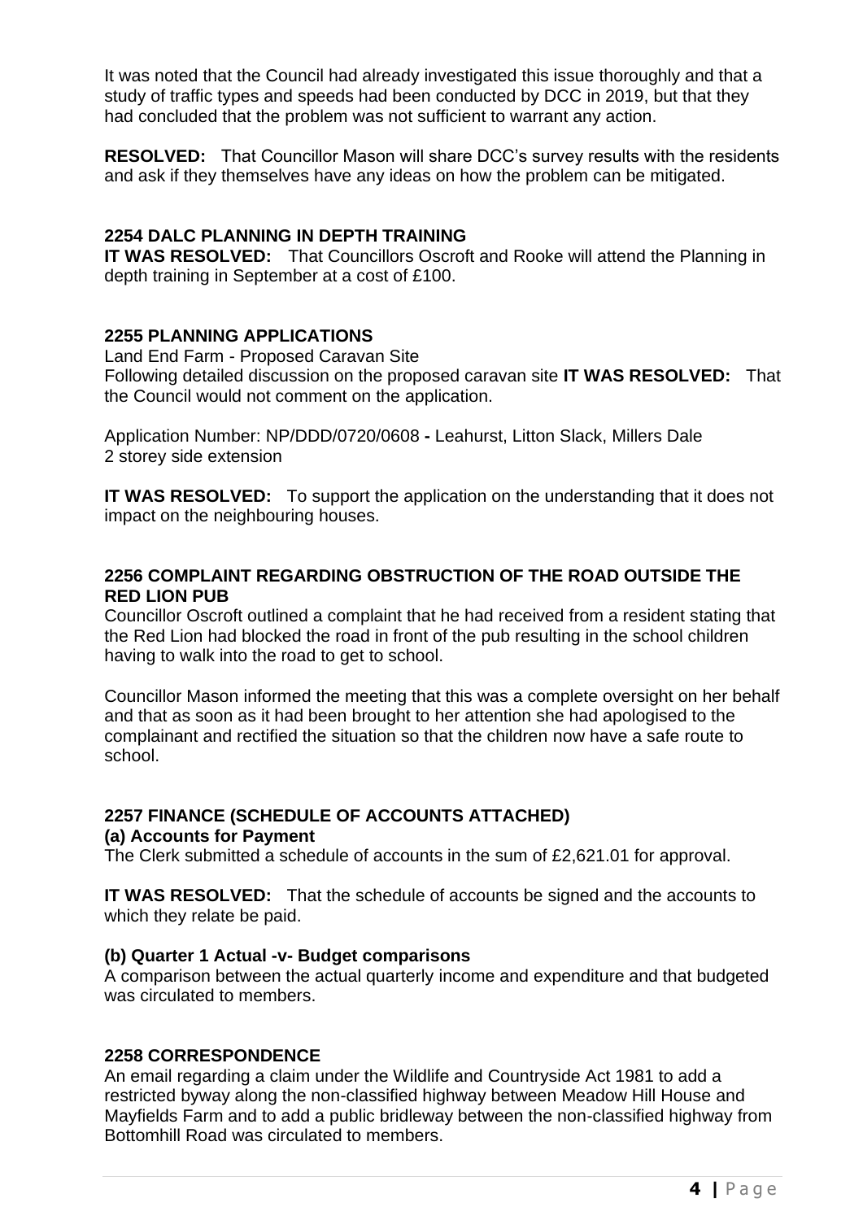It was noted that the Council had already investigated this issue thoroughly and that a study of traffic types and speeds had been conducted by DCC in 2019, but that they had concluded that the problem was not sufficient to warrant any action.

**RESOLVED:** That Councillor Mason will share DCC's survey results with the residents and ask if they themselves have any ideas on how the problem can be mitigated.

### 2254 DALC PLANNING IN DEPTH TRAINING

**IT WAS RESOLVED:** That Councillors Oscroft and Rooke will attend the Planning in depth training in September at a cost of £100.

### 2255 PLANNING APPLICATIONS

Land End Farm - Proposed Caravan Site
Following detailed discussion on the proposed caravan site **IT WAS RESOLVED:** That the Council would not comment on the application.

Application Number: NP/DDD/0720/0608 **-** Leahurst, Litton Slack, Millers Dale
2 storey side extension

**IT WAS RESOLVED:** To support the application on the understanding that it does not impact on the neighbouring houses.

### 2256 COMPLAINT REGARDING OBSTRUCTION OF THE ROAD OUTSIDE THE RED LION PUB

Councillor Oscroft outlined a complaint that he had received from a resident stating that the Red Lion had blocked the road in front of the pub resulting in the school children having to walk into the road to get to school.

Councillor Mason informed the meeting that this was a complete oversight on her behalf and that as soon as it had been brought to her attention she had apologised to the complainant and rectified the situation so that the children now have a safe route to school.

### 2257 FINANCE (SCHEDULE OF ACCOUNTS ATTACHED)

**(a) Accounts for Payment**

The Clerk submitted a schedule of accounts in the sum of £2,621.01 for approval.

**IT WAS RESOLVED:** That the schedule of accounts be signed and the accounts to which they relate be paid.

**(b) Quarter 1 Actual -v- Budget comparisons**

A comparison between the actual quarterly income and expenditure and that budgeted was circulated to members.

### 2258 CORRESPONDENCE

An email regarding a claim under the Wildlife and Countryside Act 1981 to add a restricted byway along the non-classified highway between Meadow Hill House and Mayfields Farm and to add a public bridleway between the non-classified highway from Bottomhill Road was circulated to members.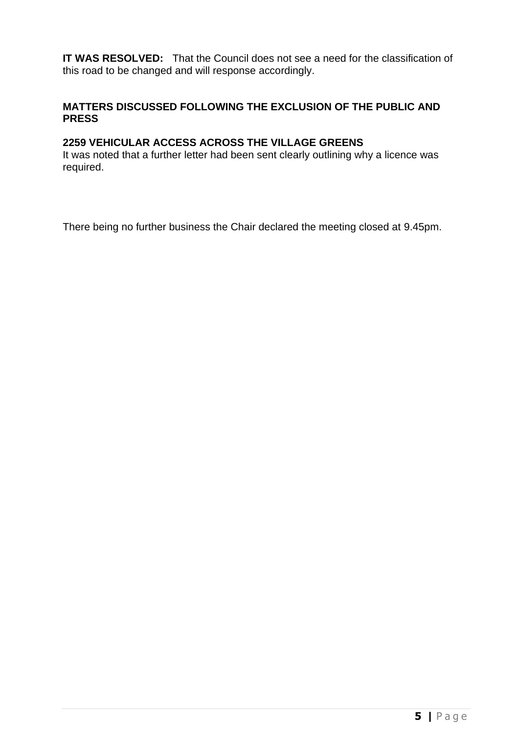**IT WAS RESOLVED:** That the Council does not see a need for the classification of this road to be changed and will response accordingly.

**MATTERS DISCUSSED FOLLOWING THE EXCLUSION OF THE PUBLIC AND PRESS**

**2259 VEHICULAR ACCESS ACROSS THE VILLAGE GREENS**

It was noted that a further letter had been sent clearly outlining why a licence was required.

There being no further business the Chair declared the meeting closed at 9.45pm.